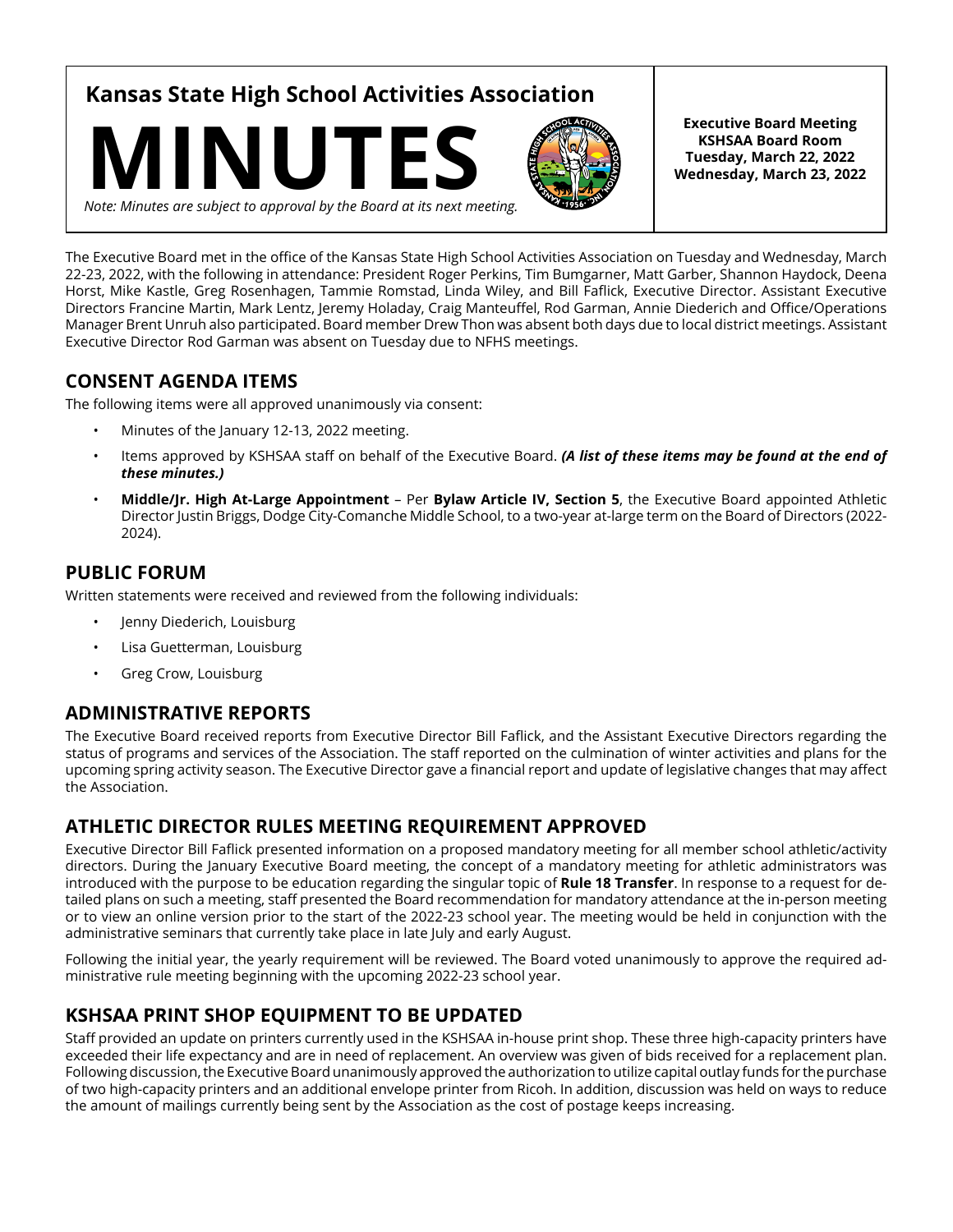# Kansas State High School Activities Association

# MINUTES

*Note: Minutes are subject to approval by the Board at its next meeting.*

**Executive Board Meeting**
**KSHSAA Board Room**
**Tuesday, March 22, 2022**
**Wednesday, March 23, 2022**

The Executive Board met in the office of the Kansas State High School Activities Association on Tuesday and Wednesday, March 22-23, 2022, with the following in attendance: President Roger Perkins, Tim Bumgarner, Matt Garber, Shannon Haydock, Deena Horst, Mike Kastle, Greg Rosenhagen, Tammie Romstad, Linda Wiley, and Bill Faflick, Executive Director. Assistant Executive Directors Francine Martin, Mark Lentz, Jeremy Holaday, Craig Manteuffel, Rod Garman, Annie Diederich and Office/Operations Manager Brent Unruh also participated. Board member Drew Thon was absent both days due to local district meetings. Assistant Executive Director Rod Garman was absent on Tuesday due to NFHS meetings.

## CONSENT AGENDA ITEMS

The following items were all approved unanimously via consent:

- Minutes of the January 12-13, 2022 meeting.
- Items approved by KSHSAA staff on behalf of the Executive Board. ***(A list of these items may be found at the end of these minutes.)***
- **Middle/Jr. High At-Large Appointment** – Per **Bylaw Article IV, Section 5**, the Executive Board appointed Athletic Director Justin Briggs, Dodge City-Comanche Middle School, to a two-year at-large term on the Board of Directors (2022-2024).

## PUBLIC FORUM

Written statements were received and reviewed from the following individuals:

- Jenny Diederich, Louisburg
- Lisa Guetterman, Louisburg
- Greg Crow, Louisburg

## ADMINISTRATIVE REPORTS

The Executive Board received reports from Executive Director Bill Faflick, and the Assistant Executive Directors regarding the status of programs and services of the Association. The staff reported on the culmination of winter activities and plans for the upcoming spring activity season. The Executive Director gave a financial report and update of legislative changes that may affect the Association.

## ATHLETIC DIRECTOR RULES MEETING REQUIREMENT APPROVED

Executive Director Bill Faflick presented information on a proposed mandatory meeting for all member school athletic/activity directors. During the January Executive Board meeting, the concept of a mandatory meeting for athletic administrators was introduced with the purpose to be education regarding the singular topic of **Rule 18 Transfer**. In response to a request for detailed plans on such a meeting, staff presented the Board recommendation for mandatory attendance at the in-person meeting or to view an online version prior to the start of the 2022-23 school year. The meeting would be held in conjunction with the administrative seminars that currently take place in late July and early August.

Following the initial year, the yearly requirement will be reviewed. The Board voted unanimously to approve the required administrative rule meeting beginning with the upcoming 2022-23 school year.

## KSHSAA PRINT SHOP EQUIPMENT TO BE UPDATED

Staff provided an update on printers currently used in the KSHSAA in-house print shop. These three high-capacity printers have exceeded their life expectancy and are in need of replacement. An overview was given of bids received for a replacement plan. Following discussion, the Executive Board unanimously approved the authorization to utilize capital outlay funds for the purchase of two high-capacity printers and an additional envelope printer from Ricoh. In addition, discussion was held on ways to reduce the amount of mailings currently being sent by the Association as the cost of postage keeps increasing.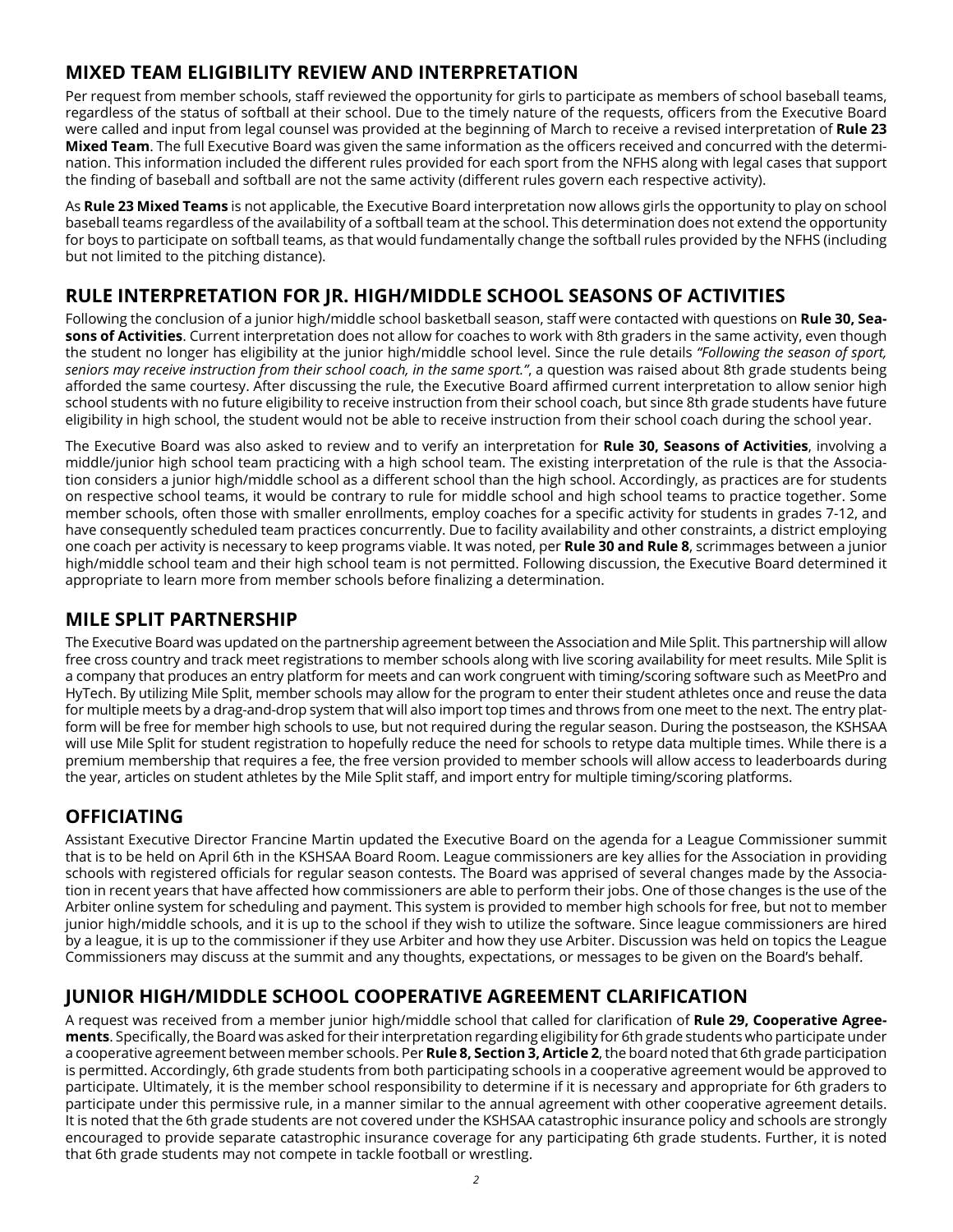## MIXED TEAM ELIGIBILITY REVIEW AND INTERPRETATION

Per request from member schools, staff reviewed the opportunity for girls to participate as members of school baseball teams, regardless of the status of softball at their school. Due to the timely nature of the requests, officers from the Executive Board were called and input from legal counsel was provided at the beginning of March to receive a revised interpretation of **Rule 23 Mixed Team**. The full Executive Board was given the same information as the officers received and concurred with the determination. This information included the different rules provided for each sport from the NFHS along with legal cases that support the finding of baseball and softball are not the same activity (different rules govern each respective activity).

As **Rule 23 Mixed Teams** is not applicable, the Executive Board interpretation now allows girls the opportunity to play on school baseball teams regardless of the availability of a softball team at the school. This determination does not extend the opportunity for boys to participate on softball teams, as that would fundamentally change the softball rules provided by the NFHS (including but not limited to the pitching distance).

## RULE INTERPRETATION FOR JR. HIGH/MIDDLE SCHOOL SEASONS OF ACTIVITIES

Following the conclusion of a junior high/middle school basketball season, staff were contacted with questions on **Rule 30, Seasons of Activities**. Current interpretation does not allow for coaches to work with 8th graders in the same activity, even though the student no longer has eligibility at the junior high/middle school level. Since the rule details *"Following the season of sport, seniors may receive instruction from their school coach, in the same sport."*, a question was raised about 8th grade students being afforded the same courtesy. After discussing the rule, the Executive Board affirmed current interpretation to allow senior high school students with no future eligibility to receive instruction from their school coach, but since 8th grade students have future eligibility in high school, the student would not be able to receive instruction from their school coach during the school year.

The Executive Board was also asked to review and to verify an interpretation for **Rule 30, Seasons of Activities**, involving a middle/junior high school team practicing with a high school team. The existing interpretation of the rule is that the Association considers a junior high/middle school as a different school than the high school. Accordingly, as practices are for students on respective school teams, it would be contrary to rule for middle school and high school teams to practice together. Some member schools, often those with smaller enrollments, employ coaches for a specific activity for students in grades 7-12, and have consequently scheduled team practices concurrently. Due to facility availability and other constraints, a district employing one coach per activity is necessary to keep programs viable. It was noted, per **Rule 30 and Rule 8**, scrimmages between a junior high/middle school team and their high school team is not permitted. Following discussion, the Executive Board determined it appropriate to learn more from member schools before finalizing a determination.

## MILE SPLIT PARTNERSHIP

The Executive Board was updated on the partnership agreement between the Association and Mile Split. This partnership will allow free cross country and track meet registrations to member schools along with live scoring availability for meet results. Mile Split is a company that produces an entry platform for meets and can work congruent with timing/scoring software such as MeetPro and HyTech. By utilizing Mile Split, member schools may allow for the program to enter their student athletes once and reuse the data for multiple meets by a drag-and-drop system that will also import top times and throws from one meet to the next. The entry platform will be free for member high schools to use, but not required during the regular season. During the postseason, the KSHSAA will use Mile Split for student registration to hopefully reduce the need for schools to retype data multiple times. While there is a premium membership that requires a fee, the free version provided to member schools will allow access to leaderboards during the year, articles on student athletes by the Mile Split staff, and import entry for multiple timing/scoring platforms.

## OFFICIATING

Assistant Executive Director Francine Martin updated the Executive Board on the agenda for a League Commissioner summit that is to be held on April 6th in the KSHSAA Board Room. League commissioners are key allies for the Association in providing schools with registered officials for regular season contests. The Board was apprised of several changes made by the Association in recent years that have affected how commissioners are able to perform their jobs. One of those changes is the use of the Arbiter online system for scheduling and payment. This system is provided to member high schools for free, but not to member junior high/middle schools, and it is up to the school if they wish to utilize the software. Since league commissioners are hired by a league, it is up to the commissioner if they use Arbiter and how they use Arbiter. Discussion was held on topics the League Commissioners may discuss at the summit and any thoughts, expectations, or messages to be given on the Board's behalf.

## JUNIOR HIGH/MIDDLE SCHOOL COOPERATIVE AGREEMENT CLARIFICATION

A request was received from a member junior high/middle school that called for clarification of **Rule 29, Cooperative Agreements**. Specifically, the Board was asked for their interpretation regarding eligibility for 6th grade students who participate under a cooperative agreement between member schools. Per **Rule 8, Section 3, Article 2**, the board noted that 6th grade participation is permitted. Accordingly, 6th grade students from both participating schools in a cooperative agreement would be approved to participate. Ultimately, it is the member school responsibility to determine if it is necessary and appropriate for 6th graders to participate under this permissive rule, in a manner similar to the annual agreement with other cooperative agreement details. It is noted that the 6th grade students are not covered under the KSHSAA catastrophic insurance policy and schools are strongly encouraged to provide separate catastrophic insurance coverage for any participating 6th grade students. Further, it is noted that 6th grade students may not compete in tackle football or wrestling.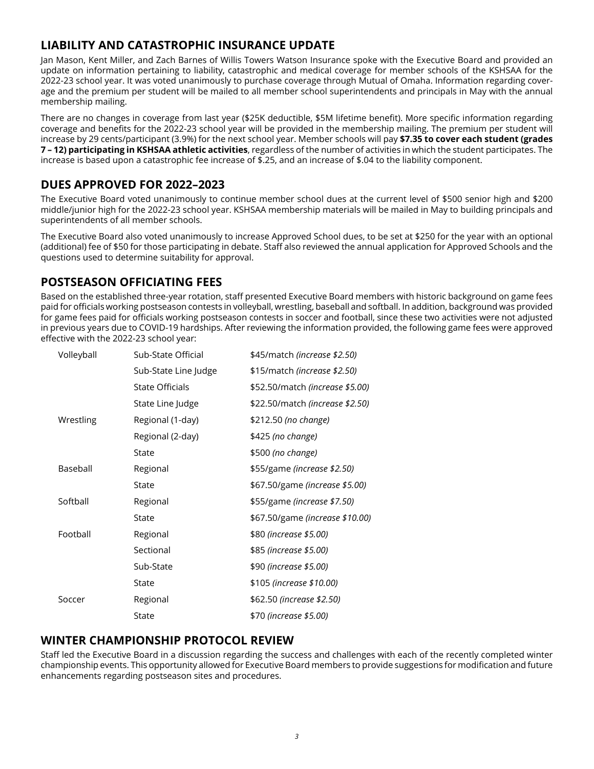## LIABILITY AND CATASTROPHIC INSURANCE UPDATE

Jan Mason, Kent Miller, and Zach Barnes of Willis Towers Watson Insurance spoke with the Executive Board and provided an update on information pertaining to liability, catastrophic and medical coverage for member schools of the KSHSAA for the 2022-23 school year. It was voted unanimously to purchase coverage through Mutual of Omaha. Information regarding coverage and the premium per student will be mailed to all member school superintendents and principals in May with the annual membership mailing.

There are no changes in coverage from last year ($25K deductible, $5M lifetime benefit). More specific information regarding coverage and benefits for the 2022-23 school year will be provided in the membership mailing. The premium per student will increase by 29 cents/participant (3.9%) for the next school year. Member schools will pay **$7.35 to cover each student (grades 7 – 12) participating in KSHSAA athletic activities**, regardless of the number of activities in which the student participates. The increase is based upon a catastrophic fee increase of $.25, and an increase of $.04 to the liability component.

## DUES APPROVED FOR 2022–2023

The Executive Board voted unanimously to continue member school dues at the current level of $500 senior high and $200 middle/junior high for the 2022-23 school year. KSHSAA membership materials will be mailed in May to building principals and superintendents of all member schools.

The Executive Board also voted unanimously to increase Approved School dues, to be set at $250 for the year with an optional (additional) fee of $50 for those participating in debate. Staff also reviewed the annual application for Approved Schools and the questions used to determine suitability for approval.

## POSTSEASON OFFICIATING FEES

Based on the established three-year rotation, staff presented Executive Board members with historic background on game fees paid for officials working postseason contests in volleyball, wrestling, baseball and softball. In addition, background was provided for game fees paid for officials working postseason contests in soccer and football, since these two activities were not adjusted in previous years due to COVID-19 hardships. After reviewing the information provided, the following game fees were approved effective with the 2022-23 school year:

| | | |
|---|---|---|
| Volleyball | Sub-State Official | $45/match *(increase $2.50)* |
| | Sub-State Line Judge | $15/match *(increase $2.50)* |
| | State Officials | $52.50/match *(increase $5.00)* |
| | State Line Judge | $22.50/match *(increase $2.50)* |
| Wrestling | Regional (1-day) | $212.50 *(no change)* |
| | Regional (2-day) | $425 *(no change)* |
| | State | $500 *(no change)* |
| Baseball | Regional | $55/game *(increase $2.50)* |
| | State | $67.50/game *(increase $5.00)* |
| Softball | Regional | $55/game *(increase $7.50)* |
| | State | $67.50/game *(increase $10.00)* |
| Football | Regional | $80 *(increase $5.00)* |
| | Sectional | $85 *(increase $5.00)* |
| | Sub-State | $90 *(increase $5.00)* |
| | State | $105 *(increase $10.00)* |
| Soccer | Regional | $62.50 *(increase $2.50)* |
| | State | $70 *(increase $5.00)* |

## WINTER CHAMPIONSHIP PROTOCOL REVIEW

Staff led the Executive Board in a discussion regarding the success and challenges with each of the recently completed winter championship events. This opportunity allowed for Executive Board members to provide suggestions for modification and future enhancements regarding postseason sites and procedures.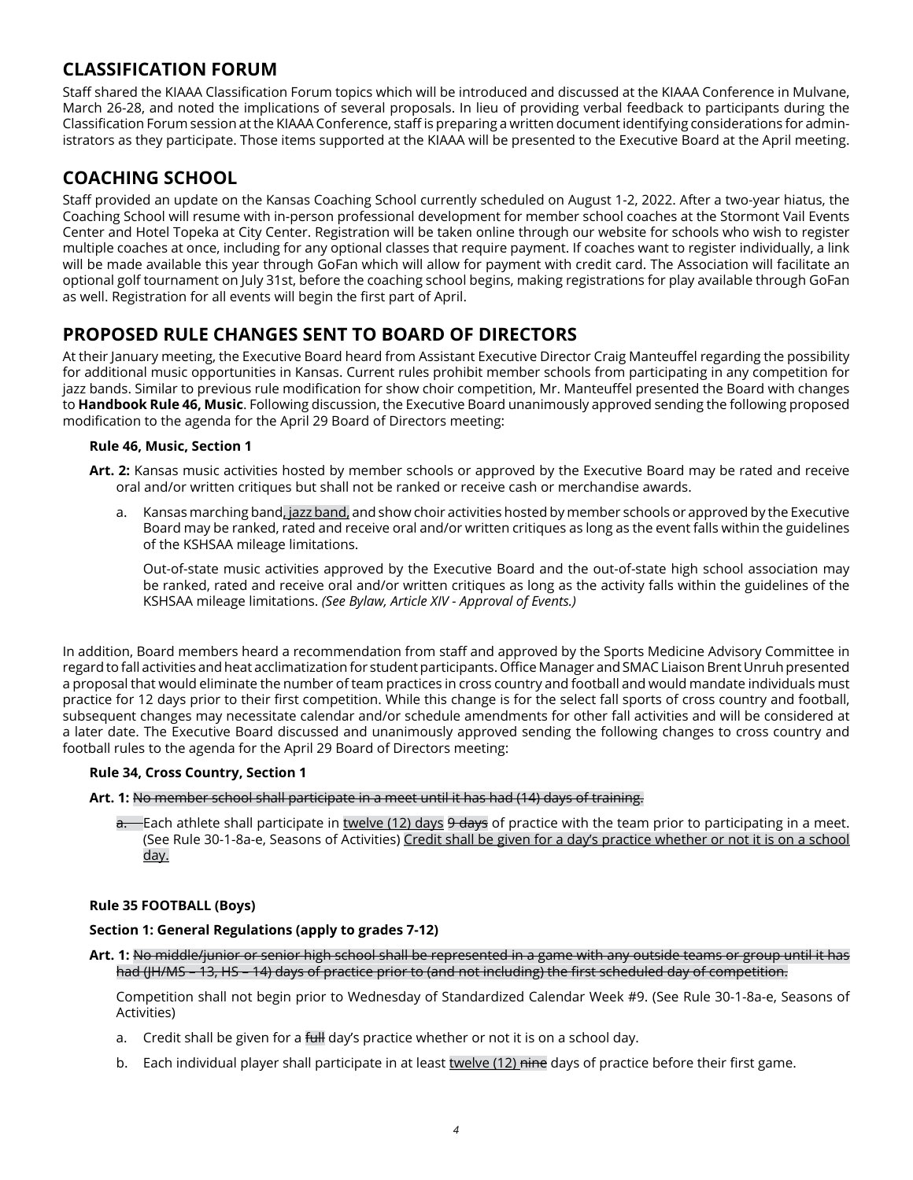## CLASSIFICATION FORUM

Staff shared the KIAAA Classification Forum topics which will be introduced and discussed at the KIAAA Conference in Mulvane, March 26-28, and noted the implications of several proposals. In lieu of providing verbal feedback to participants during the Classification Forum session at the KIAAA Conference, staff is preparing a written document identifying considerations for administrators as they participate. Those items supported at the KIAAA will be presented to the Executive Board at the April meeting.

## COACHING SCHOOL

Staff provided an update on the Kansas Coaching School currently scheduled on August 1-2, 2022. After a two-year hiatus, the Coaching School will resume with in-person professional development for member school coaches at the Stormont Vail Events Center and Hotel Topeka at City Center. Registration will be taken online through our website for schools who wish to register multiple coaches at once, including for any optional classes that require payment. If coaches want to register individually, a link will be made available this year through GoFan which will allow for payment with credit card. The Association will facilitate an optional golf tournament on July 31st, before the coaching school begins, making registrations for play available through GoFan as well. Registration for all events will begin the first part of April.

## PROPOSED RULE CHANGES SENT TO BOARD OF DIRECTORS

At their January meeting, the Executive Board heard from Assistant Executive Director Craig Manteuffel regarding the possibility for additional music opportunities in Kansas. Current rules prohibit member schools from participating in any competition for jazz bands. Similar to previous rule modification for show choir competition, Mr. Manteuffel presented the Board with changes to **Handbook Rule 46, Music**. Following discussion, the Executive Board unanimously approved sending the following proposed modification to the agenda for the April 29 Board of Directors meeting:

**Rule 46, Music, Section 1**

**Art. 2:** Kansas music activities hosted by member schools or approved by the Executive Board may be rated and receive oral and/or written critiques but shall not be ranked or receive cash or merchandise awards.

a. Kansas marching band<u>, jazz band,</u> and show choir activities hosted by member schools or approved by the Executive Board may be ranked, rated and receive oral and/or written critiques as long as the event falls within the guidelines of the KSHSAA mileage limitations.

Out-of-state music activities approved by the Executive Board and the out-of-state high school association may be ranked, rated and receive oral and/or written critiques as long as the activity falls within the guidelines of the KSHSAA mileage limitations. *(See Bylaw, Article XIV - Approval of Events.)*

In addition, Board members heard a recommendation from staff and approved by the Sports Medicine Advisory Committee in regard to fall activities and heat acclimatization for student participants. Office Manager and SMAC Liaison Brent Unruh presented a proposal that would eliminate the number of team practices in cross country and football and would mandate individuals must practice for 12 days prior to their first competition. While this change is for the select fall sports of cross country and football, subsequent changes may necessitate calendar and/or schedule amendments for other fall activities and will be considered at a later date. The Executive Board discussed and unanimously approved sending the following changes to cross country and football rules to the agenda for the April 29 Board of Directors meeting:

**Rule 34, Cross Country, Section 1**

**Art. 1:** ~~No member school shall participate in a meet until it has had (14) days of training.~~

~~a.~~ Each athlete shall participate in <u>twelve (12) days</u> ~~9 days~~ of practice with the team prior to participating in a meet. (See Rule 30-1-8a-e, Seasons of Activities) <u>Credit shall be given for a day's practice whether or not it is on a school day.</u>

**Rule 35 FOOTBALL (Boys)**

**Section 1: General Regulations (apply to grades 7-12)**

**Art. 1:** ~~No middle/junior or senior high school shall be represented in a game with any outside teams or group until it has had (JH/MS – 13, HS – 14) days of practice prior to (and not including) the first scheduled day of competition.~~

Competition shall not begin prior to Wednesday of Standardized Calendar Week #9. (See Rule 30-1-8a-e, Seasons of Activities)

a. Credit shall be given for a ~~full~~ day's practice whether or not it is on a school day.

b. Each individual player shall participate in at least <u>twelve (12)</u> ~~nine~~ days of practice before their first game.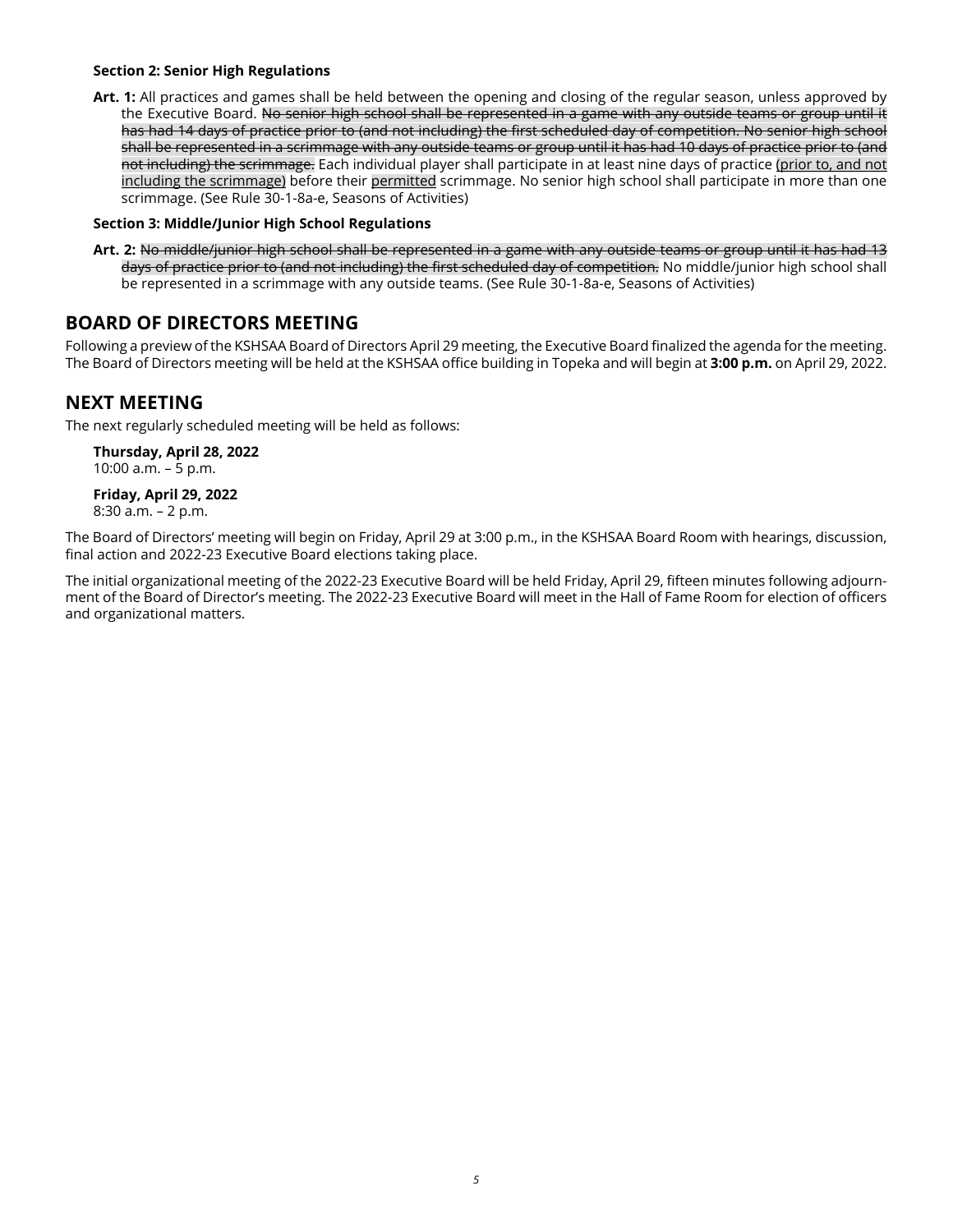**Section 2: Senior High Regulations**

**Art. 1:** All practices and games shall be held between the opening and closing of the regular season, unless approved by the Executive Board. ~~No senior high school shall be represented in a game with any outside teams or group until it has had 14 days of practice prior to (and not including) the first scheduled day of competition. No senior high school shall be represented in a scrimmage with any outside teams or group until it has had 10 days of practice prior to (and not including) the scrimmage.~~ Each individual player shall participate in at least nine days of practice <u>(prior to, and not including the scrimmage)</u> before their <u>permitted</u> scrimmage. No senior high school shall participate in more than one scrimmage. (See Rule 30-1-8a-e, Seasons of Activities)

**Section 3: Middle/Junior High School Regulations**

**Art. 2:** ~~No middle/junior high school shall be represented in a game with any outside teams or group until it has had 13 days of practice prior to (and not including) the first scheduled day of competition.~~ No middle/junior high school shall be represented in a scrimmage with any outside teams. (See Rule 30-1-8a-e, Seasons of Activities)

## BOARD OF DIRECTORS MEETING

Following a preview of the KSHSAA Board of Directors April 29 meeting, the Executive Board finalized the agenda for the meeting. The Board of Directors meeting will be held at the KSHSAA office building in Topeka and will begin at **3:00 p.m.** on April 29, 2022.

## NEXT MEETING

The next regularly scheduled meeting will be held as follows:

**Thursday, April 28, 2022**
10:00 a.m. – 5 p.m.

**Friday, April 29, 2022**
8:30 a.m. – 2 p.m.

The Board of Directors' meeting will begin on Friday, April 29 at 3:00 p.m., in the KSHSAA Board Room with hearings, discussion, final action and 2022-23 Executive Board elections taking place.

The initial organizational meeting of the 2022-23 Executive Board will be held Friday, April 29, fifteen minutes following adjournment of the Board of Director's meeting. The 2022-23 Executive Board will meet in the Hall of Fame Room for election of officers and organizational matters.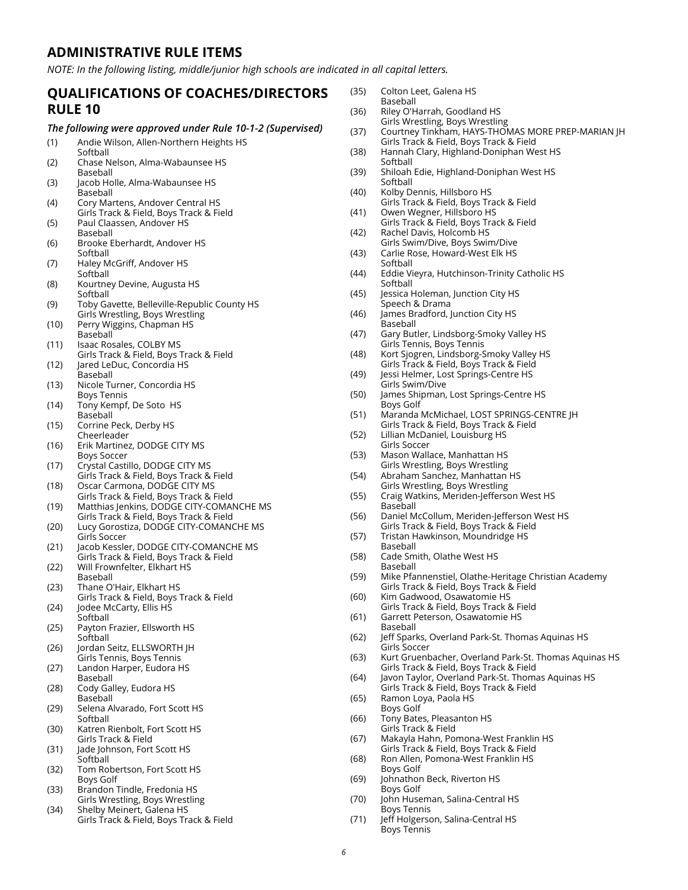## ADMINISTRATIVE RULE ITEMS

*NOTE: In the following listing, middle/junior high schools are indicated in all capital letters.*

## QUALIFICATIONS OF COACHES/DIRECTORS RULE 10

***The following were approved under Rule 10-1-2 (Supervised)***

(1) Andie Wilson, Allen-Northern Heights HS
Softball

(2) Chase Nelson, Alma-Wabaunsee HS
Baseball

(3) Jacob Holle, Alma-Wabaunsee HS
Baseball

(4) Cory Martens, Andover Central HS
Girls Track & Field, Boys Track & Field

(5) Paul Claassen, Andover HS
Baseball

(6) Brooke Eberhardt, Andover HS
Softball

(7) Haley McGriff, Andover HS
Softball

(8) Kourtney Devine, Augusta HS
Softball

(9) Toby Gavette, Belleville-Republic County HS
Girls Wrestling, Boys Wrestling

(10) Perry Wiggins, Chapman HS
Baseball

(11) Isaac Rosales, COLBY MS
Girls Track & Field, Boys Track & Field

(12) Jared LeDuc, Concordia HS
Baseball

(13) Nicole Turner, Concordia HS
Boys Tennis

(14) Tony Kempf, De Soto HS
Baseball

(15) Corrine Peck, Derby HS
Cheerleader

(16) Erik Martinez, DODGE CITY MS
Boys Soccer

(17) Crystal Castillo, DODGE CITY MS
Girls Track & Field, Boys Track & Field

(18) Oscar Carmona, DODGE CITY MS
Girls Track & Field, Boys Track & Field

(19) Matthias Jenkins, DODGE CITY-COMANCHE MS
Girls Track & Field, Boys Track & Field

(20) Lucy Gorostiza, DODGE CITY-COMANCHE MS
Girls Soccer

(21) Jacob Kessler, DODGE CITY-COMANCHE MS
Girls Track & Field, Boys Track & Field

(22) Will Frownfelter, Elkhart HS
Baseball

(23) Thane O'Hair, Elkhart HS
Girls Track & Field, Boys Track & Field

(24) Jodee McCarty, Ellis HS
Softball

(25) Payton Frazier, Ellsworth HS
Softball

(26) Jordan Seitz, ELLSWORTH JH
Girls Tennis, Boys Tennis

(27) Landon Harper, Eudora HS
Baseball

(28) Cody Galley, Eudora HS
Baseball

(29) Selena Alvarado, Fort Scott HS
Softball

(30) Katren Rienbolt, Fort Scott HS
Girls Track & Field

(31) Jade Johnson, Fort Scott HS
Softball

(32) Tom Robertson, Fort Scott HS
Boys Golf

(33) Brandon Tindle, Fredonia HS
Girls Wrestling, Boys Wrestling

(34) Shelby Meinert, Galena HS
Girls Track & Field, Boys Track & Field

(35) Colton Leet, Galena HS
Baseball

(36) Riley O'Harrah, Goodland HS
Girls Wrestling, Boys Wrestling

(37) Courtney Tinkham, HAYS-THOMAS MORE PREP-MARIAN JH
Girls Track & Field, Boys Track & Field

(38) Hannah Clary, Highland-Doniphan West HS
Softball

(39) Shiloah Edie, Highland-Doniphan West HS
Softball

(40) Kolby Dennis, Hillsboro HS
Girls Track & Field, Boys Track & Field

(41) Owen Wegner, Hillsboro HS
Girls Track & Field, Boys Track & Field

(42) Rachel Davis, Holcomb HS
Girls Swim/Dive, Boys Swim/Dive

(43) Carlie Rose, Howard-West Elk HS
Softball

(44) Eddie Vieyra, Hutchinson-Trinity Catholic HS
Softball

(45) Jessica Holeman, Junction City HS
Speech & Drama

(46) James Bradford, Junction City HS
Baseball

(47) Gary Butler, Lindsborg-Smoky Valley HS
Girls Tennis, Boys Tennis

(48) Kort Sjogren, Lindsborg-Smoky Valley HS
Girls Track & Field, Boys Track & Field

(49) Jessi Helmer, Lost Springs-Centre HS
Girls Swim/Dive

(50) James Shipman, Lost Springs-Centre HS
Boys Golf

(51) Maranda McMichael, LOST SPRINGS-CENTRE JH
Girls Track & Field, Boys Track & Field

(52) Lillian McDaniel, Louisburg HS
Girls Soccer

(53) Mason Wallace, Manhattan HS
Girls Wrestling, Boys Wrestling

(54) Abraham Sanchez, Manhattan HS
Girls Wrestling, Boys Wrestling

(55) Craig Watkins, Meriden-Jefferson West HS
Baseball

(56) Daniel McCollum, Meriden-Jefferson West HS
Girls Track & Field, Boys Track & Field

(57) Tristan Hawkinson, Moundridge HS
Baseball

(58) Cade Smith, Olathe West HS
Baseball

(59) Mike Pfannenstiel, Olathe-Heritage Christian Academy
Girls Track & Field, Boys Track & Field

(60) Kim Gadwood, Osawatomie HS
Girls Track & Field, Boys Track & Field

(61) Garrett Peterson, Osawatomie HS
Baseball

(62) Jeff Sparks, Overland Park-St. Thomas Aquinas HS
Girls Soccer

(63) Kurt Gruenbacher, Overland Park-St. Thomas Aquinas HS
Girls Track & Field, Boys Track & Field

(64) Javon Taylor, Overland Park-St. Thomas Aquinas HS
Girls Track & Field, Boys Track & Field

(65) Ramon Loya, Paola HS
Boys Golf

(66) Tony Bates, Pleasanton HS
Girls Track & Field

(67) Makayla Hahn, Pomona-West Franklin HS
Girls Track & Field, Boys Track & Field

(68) Ron Allen, Pomona-West Franklin HS
Boys Golf

(69) Johnathon Beck, Riverton HS
Boys Golf

(70) John Huseman, Salina-Central HS
Boys Tennis

(71) Jeff Holgerson, Salina-Central HS
Boys Tennis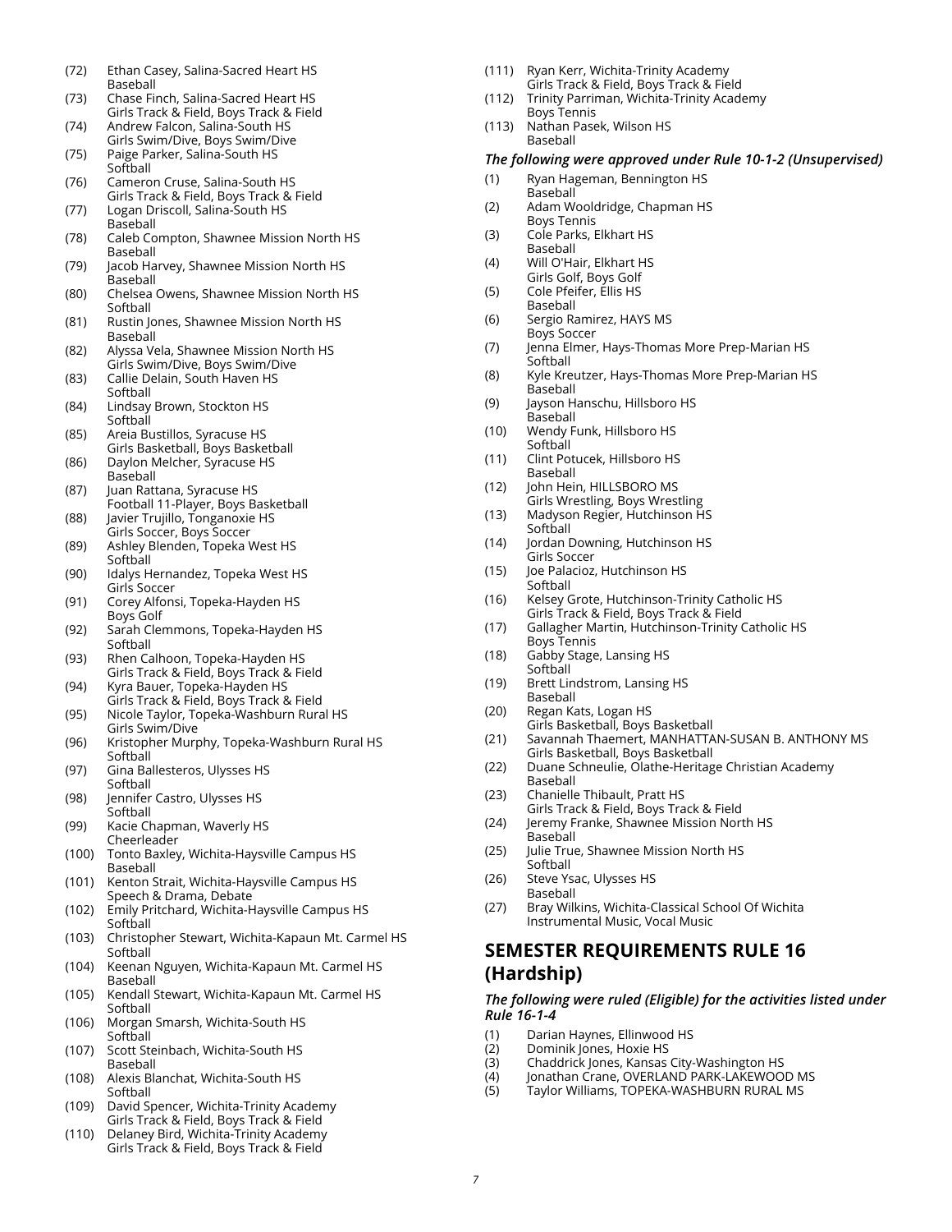(72) Ethan Casey, Salina-Sacred Heart HS
Baseball

(73) Chase Finch, Salina-Sacred Heart HS
Girls Track & Field, Boys Track & Field

(74) Andrew Falcon, Salina-South HS
Girls Swim/Dive, Boys Swim/Dive

(75) Paige Parker, Salina-South HS
Softball

(76) Cameron Cruse, Salina-South HS
Girls Track & Field, Boys Track & Field

(77) Logan Driscoll, Salina-South HS
Baseball

(78) Caleb Compton, Shawnee Mission North HS
Baseball

(79) Jacob Harvey, Shawnee Mission North HS
Baseball

(80) Chelsea Owens, Shawnee Mission North HS
Softball

(81) Rustin Jones, Shawnee Mission North HS
Baseball

(82) Alyssa Vela, Shawnee Mission North HS
Girls Swim/Dive, Boys Swim/Dive

(83) Callie Delain, South Haven HS
Softball

(84) Lindsay Brown, Stockton HS
Softball

(85) Areia Bustillos, Syracuse HS
Girls Basketball, Boys Basketball

(86) Daylon Melcher, Syracuse HS
Baseball

(87) Juan Rattana, Syracuse HS
Football 11-Player, Boys Basketball

(88) Javier Trujillo, Tonganoxie HS
Girls Soccer, Boys Soccer

(89) Ashley Blenden, Topeka West HS
Softball

(90) Idalys Hernandez, Topeka West HS
Girls Soccer

(91) Corey Alfonsi, Topeka-Hayden HS
Boys Golf

(92) Sarah Clemmons, Topeka-Hayden HS
Softball

(93) Rhen Calhoon, Topeka-Hayden HS
Girls Track & Field, Boys Track & Field

(94) Kyra Bauer, Topeka-Hayden HS
Girls Track & Field, Boys Track & Field

(95) Nicole Taylor, Topeka-Washburn Rural HS
Girls Swim/Dive

(96) Kristopher Murphy, Topeka-Washburn Rural HS
Softball

(97) Gina Ballesteros, Ulysses HS
Softball

(98) Jennifer Castro, Ulysses HS
Softball

(99) Kacie Chapman, Waverly HS
Cheerleader

(100) Tonto Baxley, Wichita-Haysville Campus HS
Baseball

(101) Kenton Strait, Wichita-Haysville Campus HS
Speech & Drama, Debate

(102) Emily Pritchard, Wichita-Haysville Campus HS
Softball

(103) Christopher Stewart, Wichita-Kapaun Mt. Carmel HS
Softball

(104) Keenan Nguyen, Wichita-Kapaun Mt. Carmel HS
Baseball

(105) Kendall Stewart, Wichita-Kapaun Mt. Carmel HS
Softball

(106) Morgan Smarsh, Wichita-South HS
Softball

(107) Scott Steinbach, Wichita-South HS
Baseball

(108) Alexis Blanchat, Wichita-South HS
Softball

(109) David Spencer, Wichita-Trinity Academy
Girls Track & Field, Boys Track & Field

(110) Delaney Bird, Wichita-Trinity Academy
Girls Track & Field, Boys Track & Field

(111) Ryan Kerr, Wichita-Trinity Academy
Girls Track & Field, Boys Track & Field

(112) Trinity Parriman, Wichita-Trinity Academy
Boys Tennis

(113) Nathan Pasek, Wilson HS
Baseball

***The following were approved under Rule 10-1-2 (Unsupervised)***

(1) Ryan Hageman, Bennington HS
Baseball

(2) Adam Wooldridge, Chapman HS
Boys Tennis

(3) Cole Parks, Elkhart HS
Baseball

(4) Will O'Hair, Elkhart HS
Girls Golf, Boys Golf

(5) Cole Pfeifer, Ellis HS
Baseball

(6) Sergio Ramirez, HAYS MS
Boys Soccer

(7) Jenna Elmer, Hays-Thomas More Prep-Marian HS
Softball

(8) Kyle Kreutzer, Hays-Thomas More Prep-Marian HS
Baseball

(9) Jayson Hanschu, Hillsboro HS
Baseball

(10) Wendy Funk, Hillsboro HS
Softball

(11) Clint Potucek, Hillsboro HS
Baseball

(12) John Hein, HILLSBORO MS
Girls Wrestling, Boys Wrestling

(13) Madyson Regier, Hutchinson HS
Softball

(14) Jordan Downing, Hutchinson HS
Girls Soccer

(15) Joe Palacioz, Hutchinson HS
Softball

(16) Kelsey Grote, Hutchinson-Trinity Catholic HS
Girls Track & Field, Boys Track & Field

(17) Gallagher Martin, Hutchinson-Trinity Catholic HS
Boys Tennis

(18) Gabby Stage, Lansing HS
Softball

(19) Brett Lindstrom, Lansing HS
Baseball

(20) Regan Kats, Logan HS
Girls Basketball, Boys Basketball

(21) Savannah Thaemert, MANHATTAN-SUSAN B. ANTHONY MS
Girls Basketball, Boys Basketball

(22) Duane Schneulie, Olathe-Heritage Christian Academy
Baseball

(23) Chanielle Thibault, Pratt HS
Girls Track & Field, Boys Track & Field

(24) Jeremy Franke, Shawnee Mission North HS
Baseball

(25) Julie True, Shawnee Mission North HS
Softball

(26) Steve Ysac, Ulysses HS
Baseball

(27) Bray Wilkins, Wichita-Classical School Of Wichita
Instrumental Music, Vocal Music

## SEMESTER REQUIREMENTS RULE 16 (Hardship)

***The following were ruled (Eligible) for the activities listed under Rule 16-1-4***

(1) Darian Haynes, Ellinwood HS
(2) Dominik Jones, Hoxie HS
(3) Chaddrick Jones, Kansas City-Washington HS
(4) Jonathan Crane, OVERLAND PARK-LAKEWOOD MS
(5) Taylor Williams, TOPEKA-WASHBURN RURAL MS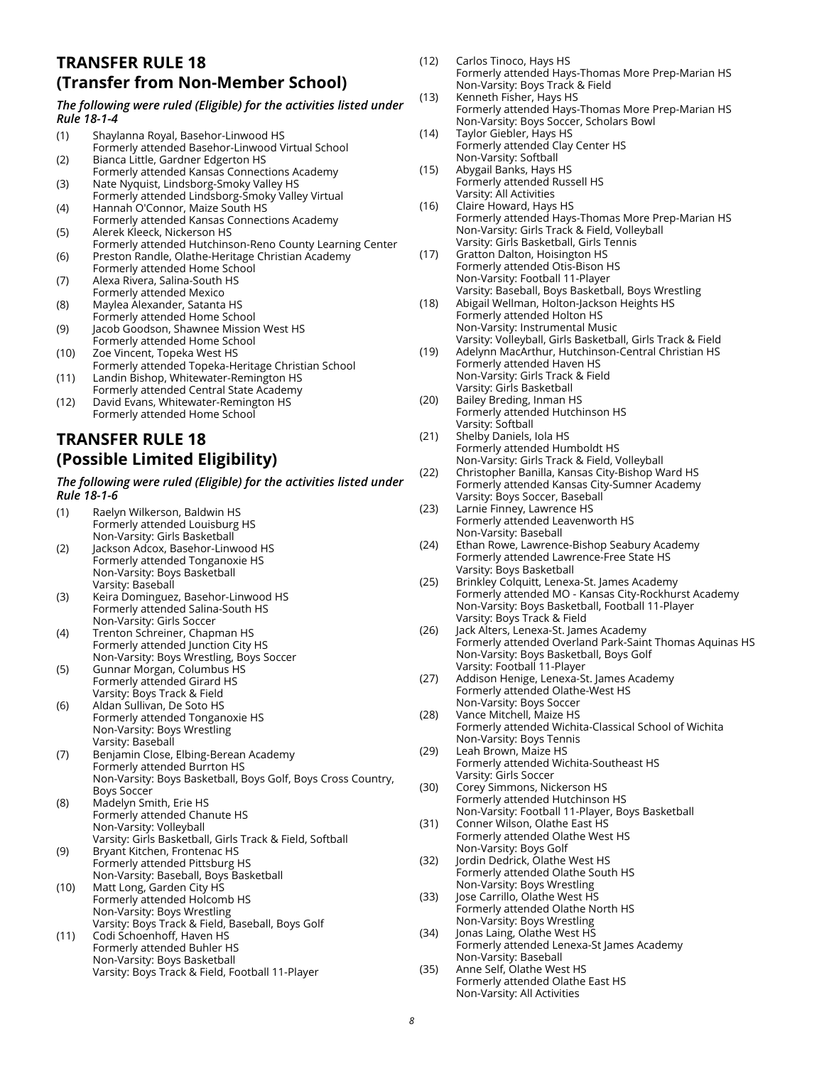## TRANSFER RULE 18
## (Transfer from Non-Member School)

***The following were ruled (Eligible) for the activities listed under Rule 18-1-4***

(1) Shaylanna Royal, Basehor-Linwood HS
Formerly attended Basehor-Linwood Virtual School

(2) Bianca Little, Gardner Edgerton HS
Formerly attended Kansas Connections Academy

(3) Nate Nyquist, Lindsborg-Smoky Valley HS
Formerly attended Lindsborg-Smoky Valley Virtual

(4) Hannah O'Connor, Maize South HS
Formerly attended Kansas Connections Academy

(5) Alerek Kleeck, Nickerson HS
Formerly attended Hutchinson-Reno County Learning Center

(6) Preston Randle, Olathe-Heritage Christian Academy
Formerly attended Home School

(7) Alexa Rivera, Salina-South HS
Formerly attended Mexico

(8) Maylea Alexander, Satanta HS
Formerly attended Home School

(9) Jacob Goodson, Shawnee Mission West HS
Formerly attended Home School

(10) Zoe Vincent, Topeka West HS
Formerly attended Topeka-Heritage Christian School

(11) Landin Bishop, Whitewater-Remington HS
Formerly attended Central State Academy

(12) David Evans, Whitewater-Remington HS
Formerly attended Home School

## TRANSFER RULE 18
## (Possible Limited Eligibility)

***The following were ruled (Eligible) for the activities listed under Rule 18-1-6***

(1) Raelyn Wilkerson, Baldwin HS
Formerly attended Louisburg HS
Non-Varsity: Girls Basketball

(2) Jackson Adcox, Basehor-Linwood HS
Formerly attended Tonganoxie HS
Non-Varsity: Boys Basketball
Varsity: Baseball

(3) Keira Dominguez, Basehor-Linwood HS
Formerly attended Salina-South HS
Non-Varsity: Girls Soccer

(4) Trenton Schreiner, Chapman HS
Formerly attended Junction City HS
Non-Varsity: Boys Wrestling, Boys Soccer

(5) Gunnar Morgan, Columbus HS
Formerly attended Girard HS
Varsity: Boys Track & Field

(6) Aldan Sullivan, De Soto HS
Formerly attended Tonganoxie HS
Non-Varsity: Boys Wrestling
Varsity: Baseball

(7) Benjamin Close, Elbing-Berean Academy
Formerly attended Burrton HS
Non-Varsity: Boys Basketball, Boys Golf, Boys Cross Country, Boys Soccer

(8) Madelyn Smith, Erie HS
Formerly attended Chanute HS
Non-Varsity: Volleyball
Varsity: Girls Basketball, Girls Track & Field, Softball

(9) Bryant Kitchen, Frontenac HS
Formerly attended Pittsburg HS
Non-Varsity: Baseball, Boys Basketball

(10) Matt Long, Garden City HS
Formerly attended Holcomb HS
Non-Varsity: Boys Wrestling
Varsity: Boys Track & Field, Baseball, Boys Golf

(11) Codi Schoenhoff, Haven HS
Formerly attended Buhler HS
Non-Varsity: Boys Basketball
Varsity: Boys Track & Field, Football 11-Player

(12) Carlos Tinoco, Hays HS
Formerly attended Hays-Thomas More Prep-Marian HS
Non-Varsity: Boys Track & Field

(13) Kenneth Fisher, Hays HS
Formerly attended Hays-Thomas More Prep-Marian HS
Non-Varsity: Boys Soccer, Scholars Bowl

(14) Taylor Giebler, Hays HS
Formerly attended Clay Center HS
Non-Varsity: Softball

(15) Abygail Banks, Hays HS
Formerly attended Russell HS
Varsity: All Activities

(16) Claire Howard, Hays HS
Formerly attended Hays-Thomas More Prep-Marian HS
Non-Varsity: Girls Track & Field, Volleyball
Varsity: Girls Basketball, Girls Tennis

(17) Gratton Dalton, Hoisington HS
Formerly attended Otis-Bison HS
Non-Varsity: Football 11-Player
Varsity: Baseball, Boys Basketball, Boys Wrestling

(18) Abigail Wellman, Holton-Jackson Heights HS
Formerly attended Holton HS
Non-Varsity: Instrumental Music
Varsity: Volleyball, Girls Basketball, Girls Track & Field

(19) Adelynn MacArthur, Hutchinson-Central Christian HS
Formerly attended Haven HS
Non-Varsity: Girls Track & Field
Varsity: Girls Basketball

(20) Bailey Breding, Inman HS
Formerly attended Hutchinson HS
Varsity: Softball

(21) Shelby Daniels, Iola HS
Formerly attended Humboldt HS
Non-Varsity: Girls Track & Field, Volleyball

(22) Christopher Banilla, Kansas City-Bishop Ward HS
Formerly attended Kansas City-Sumner Academy
Varsity: Boys Soccer, Baseball

(23) Larnie Finney, Lawrence HS
Formerly attended Leavenworth HS
Non-Varsity: Baseball

(24) Ethan Rowe, Lawrence-Bishop Seabury Academy
Formerly attended Lawrence-Free State HS
Varsity: Boys Basketball

(25) Brinkley Colquitt, Lenexa-St. James Academy
Formerly attended MO - Kansas City-Rockhurst Academy
Non-Varsity: Boys Basketball, Football 11-Player
Varsity: Boys Track & Field

(26) Jack Alters, Lenexa-St. James Academy
Formerly attended Overland Park-Saint Thomas Aquinas HS
Non-Varsity: Boys Basketball, Boys Golf
Varsity: Football 11-Player

(27) Addison Henige, Lenexa-St. James Academy
Formerly attended Olathe-West HS
Non-Varsity: Boys Soccer

(28) Vance Mitchell, Maize HS
Formerly attended Wichita-Classical School of Wichita
Non-Varsity: Boys Tennis

(29) Leah Brown, Maize HS
Formerly attended Wichita-Southeast HS
Varsity: Girls Soccer

(30) Corey Simmons, Nickerson HS
Formerly attended Hutchinson HS
Non-Varsity: Football 11-Player, Boys Basketball

(31) Conner Wilson, Olathe East HS
Formerly attended Olathe West HS
Non-Varsity: Boys Golf

(32) Jordin Dedrick, Olathe West HS
Formerly attended Olathe South HS
Non-Varsity: Boys Wrestling

(33) Jose Carrillo, Olathe West HS
Formerly attended Olathe North HS
Non-Varsity: Boys Wrestling

(34) Jonas Laing, Olathe West HS
Formerly attended Lenexa-St James Academy
Non-Varsity: Baseball

(35) Anne Self, Olathe West HS
Formerly attended Olathe East HS
Non-Varsity: All Activities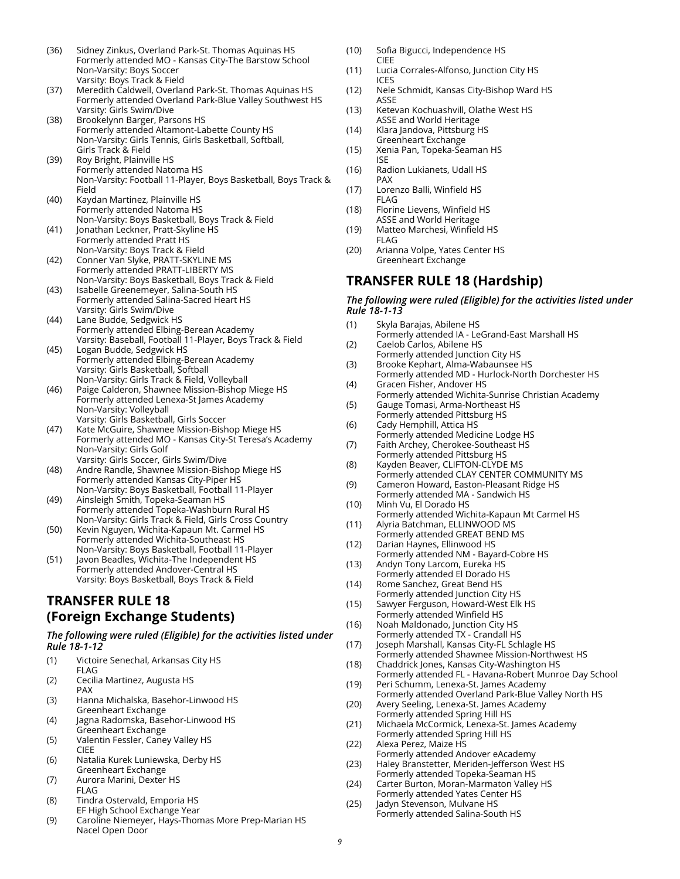(36) Sidney Zinkus, Overland Park-St. Thomas Aquinas HS
Formerly attended MO - Kansas City-The Barstow School
Non-Varsity: Boys Soccer
Varsity: Boys Track & Field

(37) Meredith Caldwell, Overland Park-St. Thomas Aquinas HS
Formerly attended Overland Park-Blue Valley Southwest HS
Varsity: Girls Swim/Dive

(38) Brookelynn Barger, Parsons HS
Formerly attended Altamont-Labette County HS
Non-Varsity: Girls Tennis, Girls Basketball, Softball, Girls Track & Field

(39) Roy Bright, Plainville HS
Formerly attended Natoma HS
Non-Varsity: Football 11-Player, Boys Basketball, Boys Track & Field

(40) Kaydan Martinez, Plainville HS
Formerly attended Natoma HS
Non-Varsity: Boys Basketball, Boys Track & Field

(41) Jonathan Leckner, Pratt-Skyline HS
Formerly attended Pratt HS
Non-Varsity: Boys Track & Field

(42) Conner Van Slyke, PRATT-SKYLINE MS
Formerly attended PRATT-LIBERTY MS
Non-Varsity: Boys Basketball, Boys Track & Field

(43) Isabelle Greenemeyer, Salina-South HS
Formerly attended Salina-Sacred Heart HS
Varsity: Girls Swim/Dive

(44) Lane Budde, Sedgwick HS
Formerly attended Elbing-Berean Academy
Varsity: Baseball, Football 11-Player, Boys Track & Field

(45) Logan Budde, Sedgwick HS
Formerly attended Elbing-Berean Academy
Varsity: Girls Basketball, Softball
Non-Varsity: Girls Track & Field, Volleyball

(46) Paige Calderon, Shawnee Mission-Bishop Miege HS
Formerly attended Lenexa-St James Academy
Non-Varsity: Volleyball
Varsity: Girls Basketball, Girls Soccer

(47) Kate McGuire, Shawnee Mission-Bishop Miege HS
Formerly attended MO - Kansas City-St Teresa's Academy
Non-Varsity: Girls Golf
Varsity: Girls Soccer, Girls Swim/Dive

(48) Andre Randle, Shawnee Mission-Bishop Miege HS
Formerly attended Kansas City-Piper HS
Non-Varsity: Boys Basketball, Football 11-Player

(49) Ainsleigh Smith, Topeka-Seaman HS
Formerly attended Topeka-Washburn Rural HS
Non-Varsity: Girls Track & Field, Girls Cross Country

(50) Kevin Nguyen, Wichita-Kapaun Mt. Carmel HS
Formerly attended Wichita-Southeast HS
Non-Varsity: Boys Basketball, Football 11-Player

(51) Javon Beadles, Wichita-The Independent HS
Formerly attended Andover-Central HS
Varsity: Boys Basketball, Boys Track & Field

## TRANSFER RULE 18 (Foreign Exchange Students)

***The following were ruled (Eligible) for the activities listed under Rule 18-1-12***

(1) Victoire Senechal, Arkansas City HS
FLAG

(2) Cecilia Martinez, Augusta HS
PAX

(3) Hanna Michalska, Basehor-Linwood HS
Greenheart Exchange

(4) Jagna Radomska, Basehor-Linwood HS
Greenheart Exchange

(5) Valentin Fessler, Caney Valley HS
CIEE

(6) Natalia Kurek Luniewska, Derby HS
Greenheart Exchange

(7) Aurora Marini, Dexter HS
FLAG

(8) Tindra Ostervald, Emporia HS
EF High School Exchange Year

(9) Caroline Niemeyer, Hays-Thomas More Prep-Marian HS
Nacel Open Door

(10) Sofia Bigucci, Independence HS
CIEE

(11) Lucia Corrales-Alfonso, Junction City HS
ICES

(12) Nele Schmidt, Kansas City-Bishop Ward HS
ASSE

(13) Ketevan Kochuashvill, Olathe West HS
ASSE and World Heritage

(14) Klara Jandova, Pittsburg HS
Greenheart Exchange

(15) Xenia Pan, Topeka-Seaman HS
ISE

(16) Radion Lukianets, Udall HS
PAX

(17) Lorenzo Balli, Winfield HS
FLAG

(18) Florine Lievens, Winfield HS
ASSE and World Heritage

(19) Matteo Marchesi, Winfield HS
FLAG

(20) Arianna Volpe, Yates Center HS
Greenheart Exchange

## TRANSFER RULE 18 (Hardship)

***The following were ruled (Eligible) for the activities listed under Rule 18-1-13***

(1) Skyla Barajas, Abilene HS
Formerly attended IA - LeGrand-East Marshall HS

(2) Caelob Carlos, Abilene HS
Formerly attended Junction City HS

(3) Brooke Kephart, Alma-Wabaunsee HS
Formerly attended MD - Hurlock-North Dorchester HS

(4) Gracen Fisher, Andover HS
Formerly attended Wichita-Sunrise Christian Academy

(5) Gauge Tomasi, Arma-Northeast HS
Formerly attended Pittsburg HS

(6) Cady Hemphill, Attica HS
Formerly attended Medicine Lodge HS

(7) Faith Archey, Cherokee-Southeast HS
Formerly attended Pittsburg HS

(8) Kayden Beaver, CLIFTON-CLYDE MS
Formerly attended CLAY CENTER COMMUNITY MS

(9) Cameron Howard, Easton-Pleasant Ridge HS
Formerly attended MA - Sandwich HS

(10) Minh Vu, El Dorado HS
Formerly attended Wichita-Kapaun Mt Carmel HS

(11) Alyria Batchman, ELLINWOOD MS
Formerly attended GREAT BEND MS

(12) Darian Haynes, Ellinwood HS
Formerly attended NM - Bayard-Cobre HS

(13) Andyn Tony Larcom, Eureka HS
Formerly attended El Dorado HS

(14) Rome Sanchez, Great Bend HS
Formerly attended Junction City HS

(15) Sawyer Ferguson, Howard-West Elk HS
Formerly attended Winfield HS

(16) Noah Maldonado, Junction City HS
Formerly attended TX - Crandall HS

(17) Joseph Marshall, Kansas City-FL Schlagle HS
Formerly attended Shawnee Mission-Northwest HS

(18) Chaddrick Jones, Kansas City-Washington HS
Formerly attended FL - Havana-Robert Munroe Day School

(19) Peri Schumm, Lenexa-St. James Academy
Formerly attended Overland Park-Blue Valley North HS

(20) Avery Seeling, Lenexa-St. James Academy
Formerly attended Spring Hill HS

(21) Michaela McCormick, Lenexa-St. James Academy
Formerly attended Spring Hill HS

(22) Alexa Perez, Maize HS
Formerly attended Andover eAcademy

(23) Haley Branstetter, Meriden-Jefferson West HS
Formerly attended Topeka-Seaman HS

(24) Carter Burton, Moran-Marmaton Valley HS
Formerly attended Yates Center HS

(25) Jadyn Stevenson, Mulvane HS
Formerly attended Salina-South HS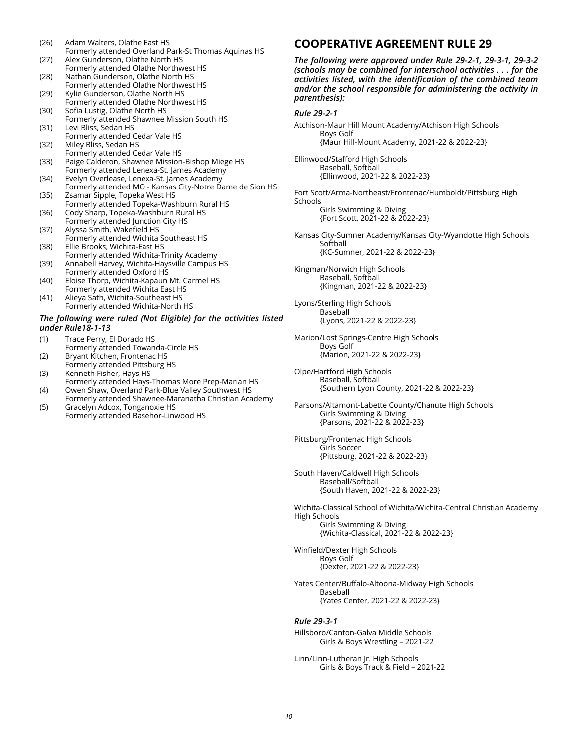(26) Adam Walters, Olathe East HS
Formerly attended Overland Park-St Thomas Aquinas HS

(27) Alex Gunderson, Olathe North HS
Formerly attended Olathe Northwest HS

(28) Nathan Gunderson, Olathe North HS
Formerly attended Olathe Northwest HS

(29) Kylie Gunderson, Olathe North HS
Formerly attended Olathe Northwest HS

(30) Sofia Lustig, Olathe North HS
Formerly attended Shawnee Mission South HS

(31) Levi Bliss, Sedan HS
Formerly attended Cedar Vale HS

(32) Miley Bliss, Sedan HS
Formerly attended Cedar Vale HS

(33) Paige Calderon, Shawnee Mission-Bishop Miege HS
Formerly attended Lenexa-St. James Academy

(34) Evelyn Overlease, Lenexa-St. James Academy
Formerly attended MO - Kansas City-Notre Dame de Sion HS

(35) Zsamar Sipple, Topeka West HS
Formerly attended Topeka-Washburn Rural HS

(36) Cody Sharp, Topeka-Washburn Rural HS
Formerly attended Junction City HS

(37) Alyssa Smith, Wakefield HS
Formerly attended Wichita Southeast HS

(38) Ellie Brooks, Wichita-East HS
Formerly attended Wichita-Trinity Academy

(39) Annabell Harvey, Wichita-Haysville Campus HS
Formerly attended Oxford HS

(40) Eloise Thorp, Wichita-Kapaun Mt. Carmel HS
Formerly attended Wichita East HS

(41) Alieya Sath, Wichita-Southeast HS
Formerly attended Wichita-North HS

***The following were ruled (Not Eligible) for the activities listed under Rule18-1-13***

(1) Trace Perry, El Dorado HS
Formerly attended Towanda-Circle HS

(2) Bryant Kitchen, Frontenac HS
Formerly attended Pittsburg HS

(3) Kenneth Fisher, Hays HS
Formerly attended Hays-Thomas More Prep-Marian HS

(4) Owen Shaw, Overland Park-Blue Valley Southwest HS
Formerly attended Shawnee-Maranatha Christian Academy

(5) Gracelyn Adcox, Tonganoxie HS
Formerly attended Basehor-Linwood HS

## COOPERATIVE AGREEMENT RULE 29

***The following were approved under Rule 29-2-1, 29-3-1, 29-3-2 (schools may be combined for interschool activities . . . for the activities listed, with the identification of the combined team and/or the school responsible for administering the activity in parenthesis):***

### *Rule 29-2-1*

Atchison-Maur Hill Mount Academy/Atchison High Schools
Boys Golf
{Maur Hill-Mount Academy, 2021-22 & 2022-23}

Ellinwood/Stafford High Schools
Baseball, Softball
{Ellinwood, 2021-22 & 2022-23}

Fort Scott/Arma-Northeast/Frontenac/Humboldt/Pittsburg High Schools
Girls Swimming & Diving
{Fort Scott, 2021-22 & 2022-23}

Kansas City-Sumner Academy/Kansas City-Wyandotte High Schools
Softball
{KC-Sumner, 2021-22 & 2022-23}

Kingman/Norwich High Schools
Baseball, Softball
{Kingman, 2021-22 & 2022-23}

Lyons/Sterling High Schools
Baseball
{Lyons, 2021-22 & 2022-23}

Marion/Lost Springs-Centre High Schools
Boys Golf
{Marion, 2021-22 & 2022-23}

Olpe/Hartford High Schools
Baseball, Softball
{Southern Lyon County, 2021-22 & 2022-23}

Parsons/Altamont-Labette County/Chanute High Schools
Girls Swimming & Diving
{Parsons, 2021-22 & 2022-23}

Pittsburg/Frontenac High Schools
Girls Soccer
{Pittsburg, 2021-22 & 2022-23}

South Haven/Caldwell High Schools
Baseball/Softball
{South Haven, 2021-22 & 2022-23}

Wichita-Classical School of Wichita/Wichita-Central Christian Academy High Schools
Girls Swimming & Diving
{Wichita-Classical, 2021-22 & 2022-23}

Winfield/Dexter High Schools
Boys Golf
{Dexter, 2021-22 & 2022-23}

Yates Center/Buffalo-Altoona-Midway High Schools
Baseball
{Yates Center, 2021-22 & 2022-23}

### *Rule 29-3-1*

Hillsboro/Canton-Galva Middle Schools
Girls & Boys Wrestling – 2021-22

Linn/Linn-Lutheran Jr. High Schools
Girls & Boys Track & Field – 2021-22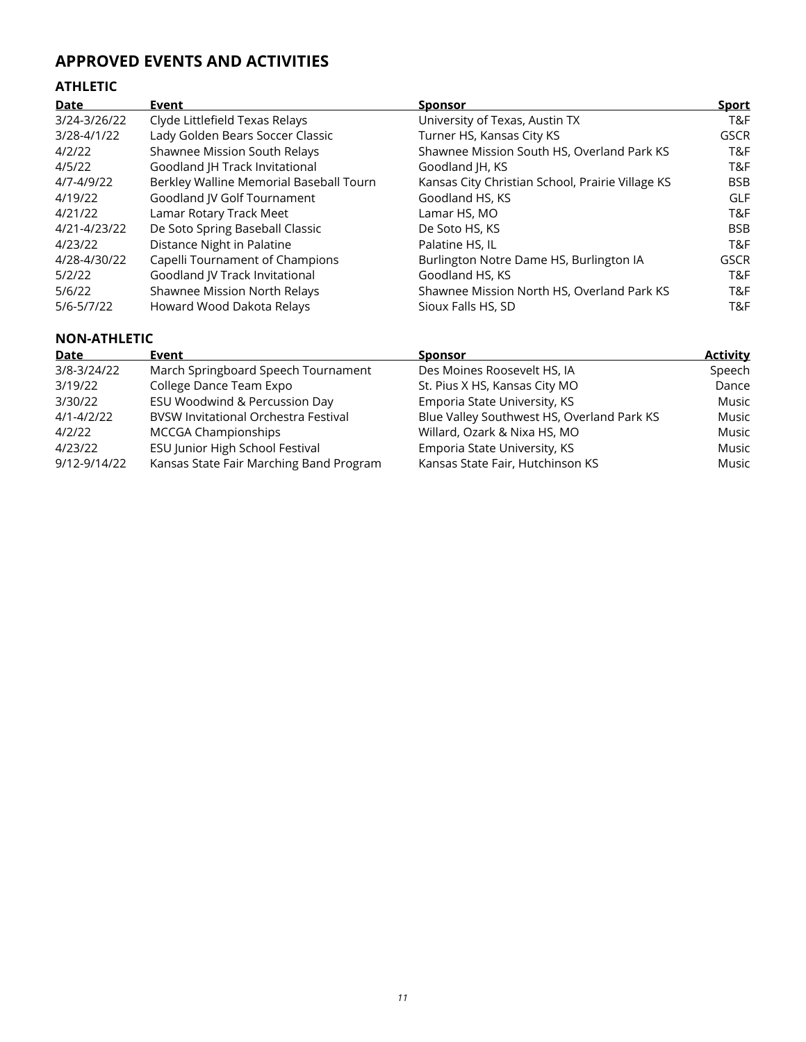# APPROVED EVENTS AND ACTIVITIES

## ATHLETIC

| Date | Event | Sponsor | Sport |
|---|---|---|---|
| 3/24-3/26/22 | Clyde Littlefield Texas Relays | University of Texas, Austin TX | T&F |
| 3/28-4/1/22 | Lady Golden Bears Soccer Classic | Turner HS, Kansas City KS | GSCR |
| 4/2/22 | Shawnee Mission South Relays | Shawnee Mission South HS, Overland Park KS | T&F |
| 4/5/22 | Goodland JH Track Invitational | Goodland JH, KS | T&F |
| 4/7-4/9/22 | Berkley Walline Memorial Baseball Tourn | Kansas City Christian School, Prairie Village KS | BSB |
| 4/19/22 | Goodland JV Golf Tournament | Goodland HS, KS | GLF |
| 4/21/22 | Lamar Rotary Track Meet | Lamar HS, MO | T&F |
| 4/21-4/23/22 | De Soto Spring Baseball Classic | De Soto HS, KS | BSB |
| 4/23/22 | Distance Night in Palatine | Palatine HS, IL | T&F |
| 4/28-4/30/22 | Capelli Tournament of Champions | Burlington Notre Dame HS, Burlington IA | GSCR |
| 5/2/22 | Goodland JV Track Invitational | Goodland HS, KS | T&F |
| 5/6/22 | Shawnee Mission North Relays | Shawnee Mission North HS, Overland Park KS | T&F |
| 5/6-5/7/22 | Howard Wood Dakota Relays | Sioux Falls HS, SD | T&F |

## NON-ATHLETIC

| Date | Event | Sponsor | Activity |
|---|---|---|---|
| 3/8-3/24/22 | March Springboard Speech Tournament | Des Moines Roosevelt HS, IA | Speech |
| 3/19/22 | College Dance Team Expo | St. Pius X HS, Kansas City MO | Dance |
| 3/30/22 | ESU Woodwind & Percussion Day | Emporia State University, KS | Music |
| 4/1-4/2/22 | BVSW Invitational Orchestra Festival | Blue Valley Southwest HS, Overland Park KS | Music |
| 4/2/22 | MCCGA Championships | Willard, Ozark & Nixa HS, MO | Music |
| 4/23/22 | ESU Junior High School Festival | Emporia State University, KS | Music |
| 9/12-9/14/22 | Kansas State Fair Marching Band Program | Kansas State Fair, Hutchinson KS | Music |